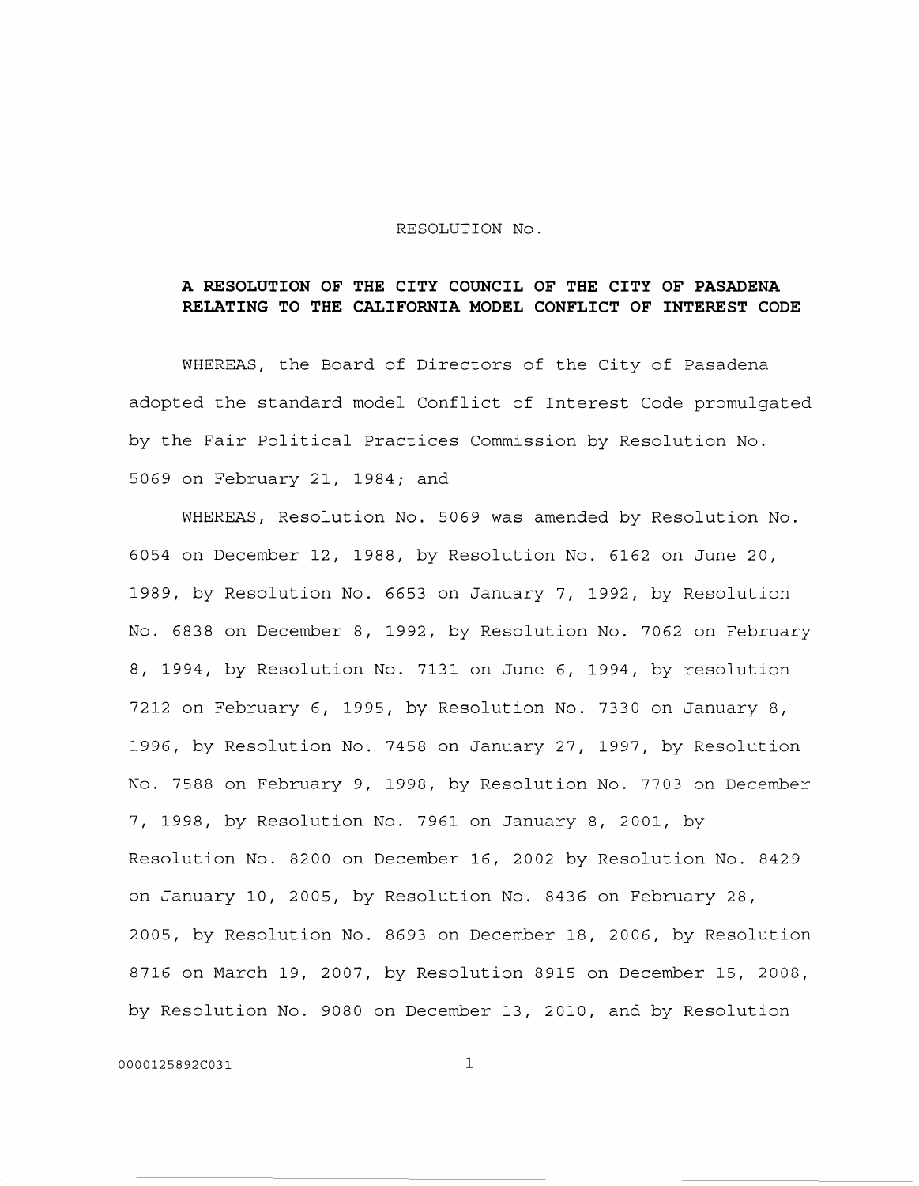RESOLUTION No.

**A RESOLUTION OF THE CITY COUNCIL OF THE CITY OF PASADENA RELATING TO THE CALIFORNIA MODEL CONFLICT OF INTEREST CODE**

WHEREAS, the Board of Directors of the City of Pasadena adopted the standard model Conflict of Interest Code promulgated by the Fair Political Practices Commission by Resolution No. 5069 on February 21, 1984; and

WHEREAS, Resolution No. 5069 was amended by Resolution No. 6054 on December 12, 1988, by Resolution No. 6162 on June 20, 1989, by Resolution No. 6653 on January 7, 1992, by Resolution No. 6838 on December 8, 1992, by Resolution No. 7062 on February 8, 1994, by Resolution No. 7131 on June 6, 1994, by resolution 7212 on February 6, 1995, by Resolution No. 7330 on January 8, 1996, by Resolution No. 7458 on January 27, 1997, by Resolution No. 7588 on February 9, 1998, by Resolution No. 7703 on December 7, 1998, by Resolution No. 7961 on January 8, 2001, by Resolution No. 8200 on December 16, 2002 by Resolution No. 8429 on January 10, 2005, by Resolution No. 8436 on February 28, 2005, by Resolution No. 8693 on December 18, 2006, by Resolution 8716 on March 19, 2007, by Resolution 8915 on December 15, 2008, by Resolution No. 9080 on December 13, 2010, and by Resolution

0000125892C031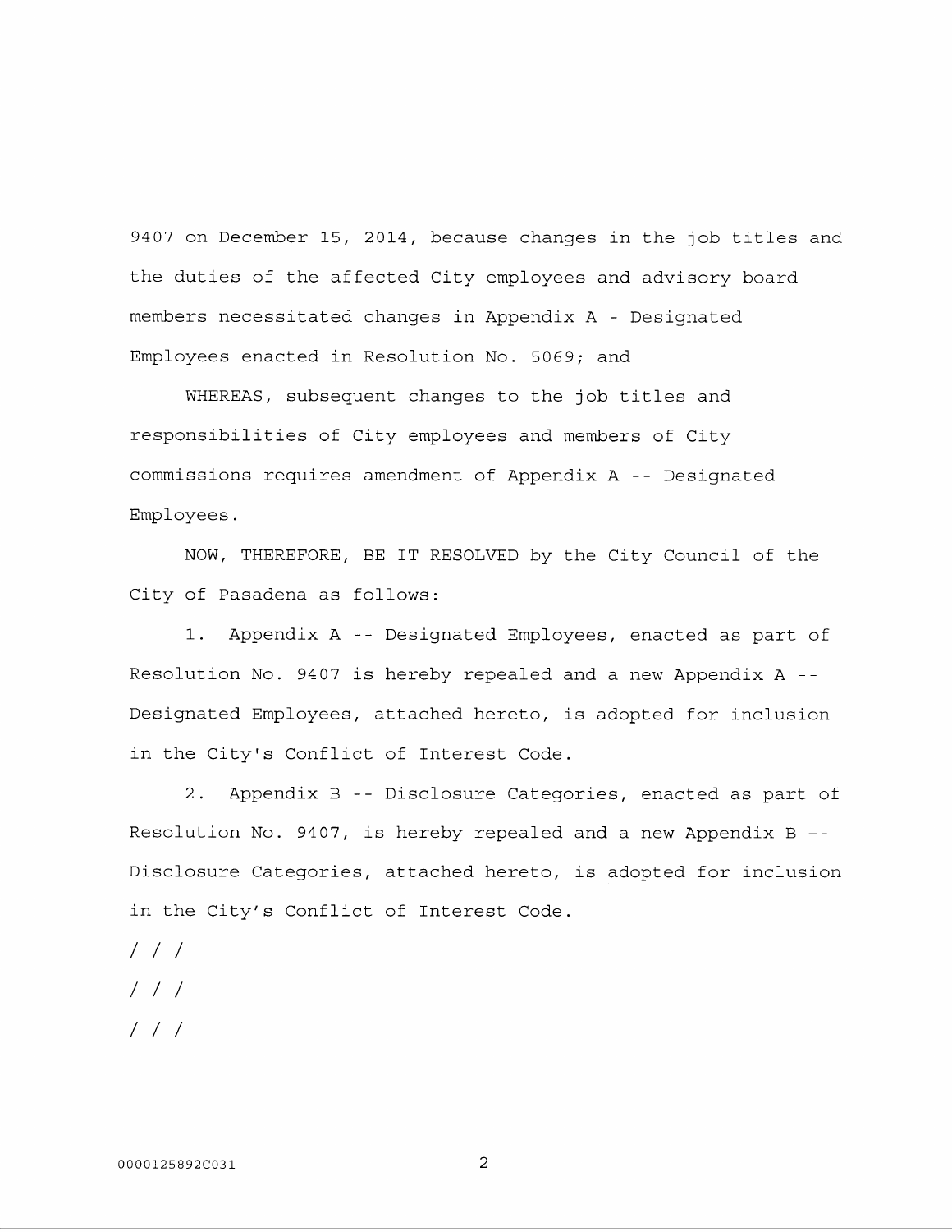9407 on December 15, 2014, because changes in the job titles and the duties of the affected City employees and advisory board members necessitated changes in Appendix A - Designated Employees enacted in Resolution No. 5069; and

WHEREAS, subsequent changes to the job titles and responsibilities of City employees and members of City commissions requires amendment of Appendix A -- Designated Employees.

NOW, THEREFORE, BE IT RESOLVED by the City Council of the City of Pasadena as follows:

1. Appendix A -- Designated Employees, enacted as part of Resolution No. 9407 is hereby repealed and a new Appendix A -- Designated Employees, attached hereto, is adopted for inclusion in the City's Conflict of Interest Code.

2. Appendix B -- Disclosure Categories, enacted as part of Resolution No. 9407, is hereby repealed and a new Appendix B -- Disclosure Categories, attached hereto, is adopted for inclusion in the City's Conflict of Interest Code.

/ / /

/ / /

/ / /

0000125892C031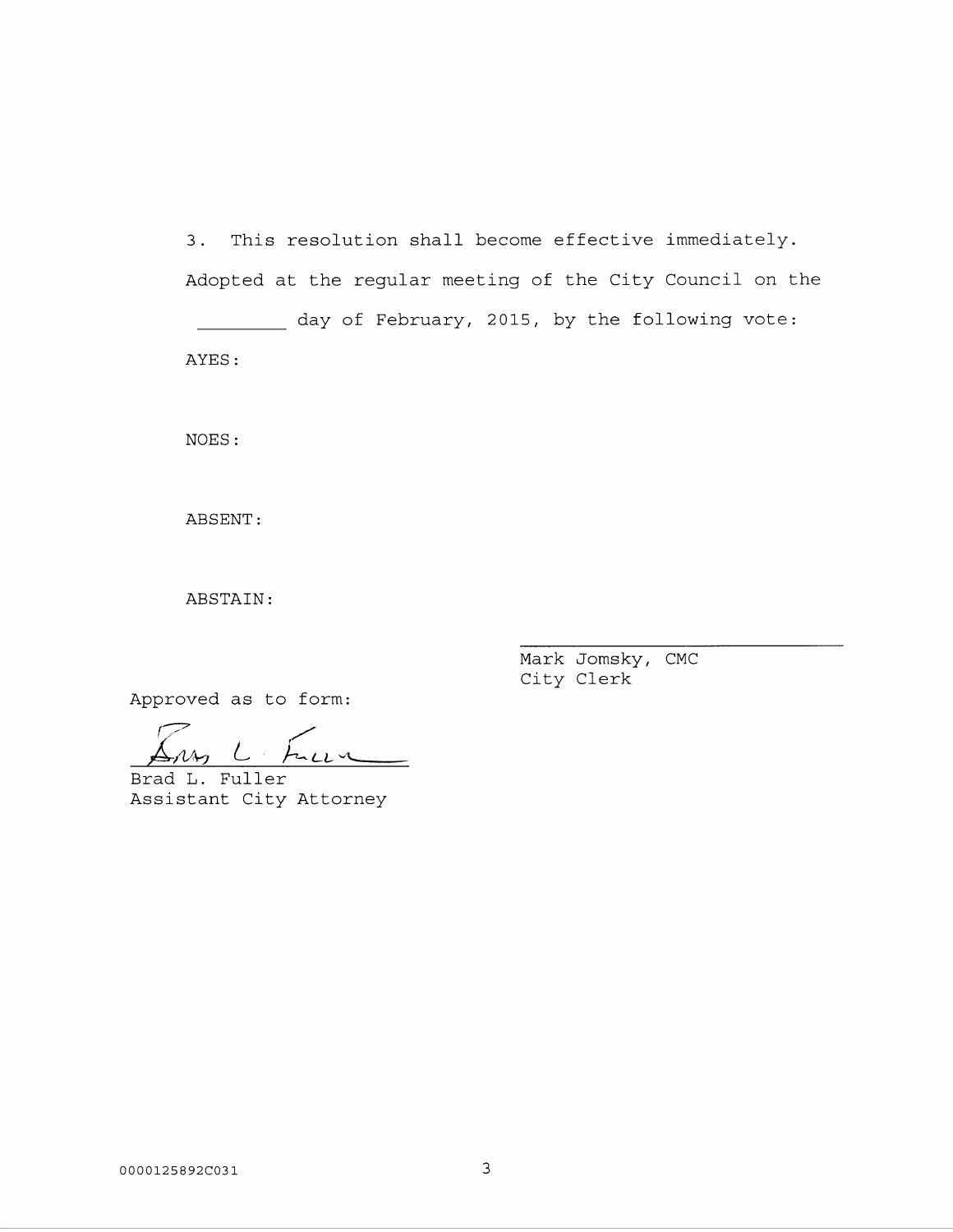3. This resolution shall become effective immediately.

Adopted at the regular meeting of the City Council on the

________ day of February, 2015, by the following vote:

AYES:

NOES:

ABSENT:

ABSTAIN:

______________________________
Mark Jomsky, CMC
City Clerk

Approved as to form:

______________________________
Brad L. Fuller
Assistant City Attorney

0000125892C031